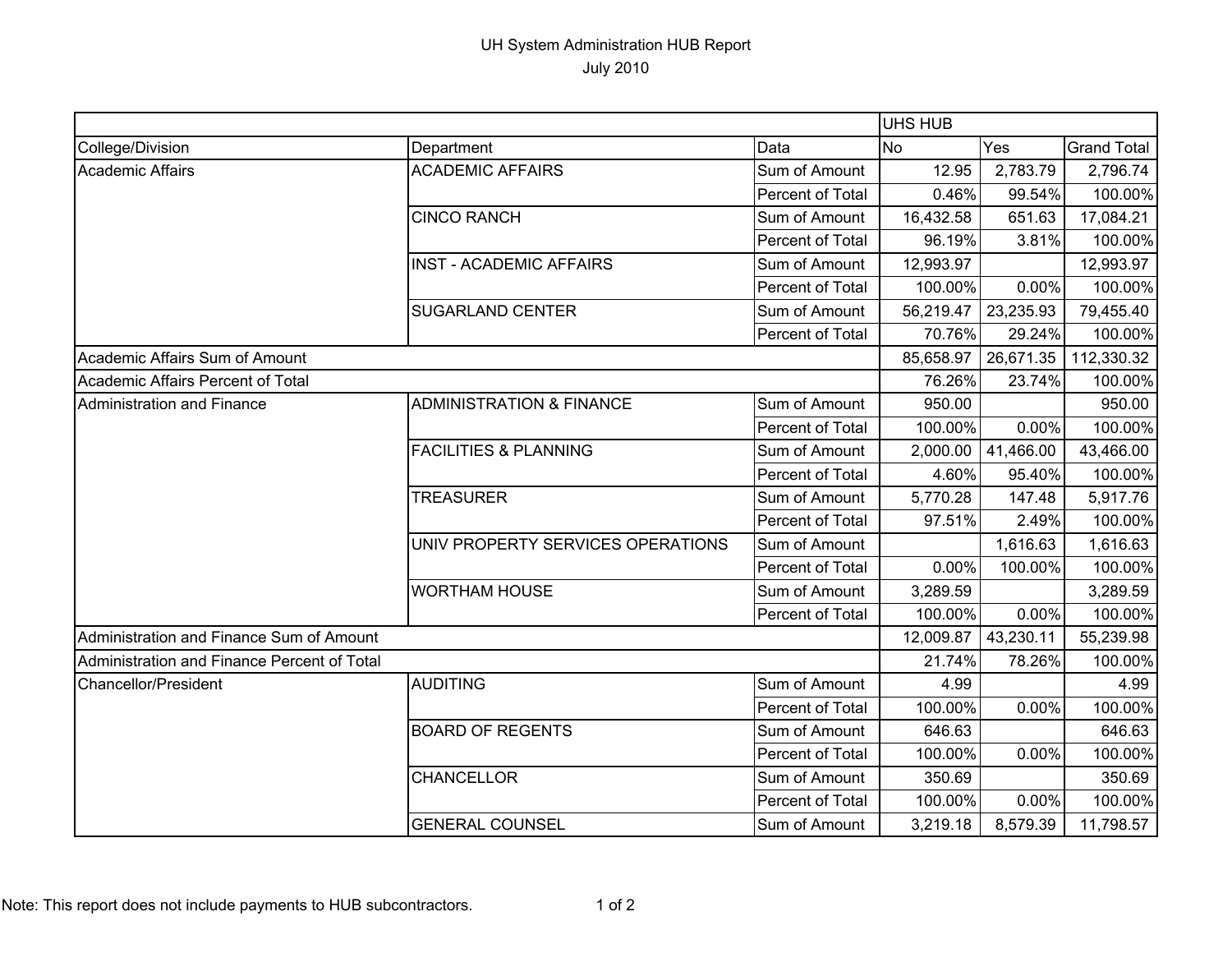# UH System Administration HUB Report

July 2010

| | | | UHS HUB | | |
|---|---|---|---|---|---|
| College/Division | Department | Data | No | Yes | Grand Total |
| Academic Affairs | ACADEMIC AFFAIRS | Sum of Amount | 12.95 | 2,783.79 | 2,796.74 |
| | | Percent of Total | 0.46% | 99.54% | 100.00% |
| | CINCO RANCH | Sum of Amount | 16,432.58 | 651.63 | 17,084.21 |
| | | Percent of Total | 96.19% | 3.81% | 100.00% |
| | INST - ACADEMIC AFFAIRS | Sum of Amount | 12,993.97 | | 12,993.97 |
| | | Percent of Total | 100.00% | 0.00% | 100.00% |
| | SUGARLAND CENTER | Sum of Amount | 56,219.47 | 23,235.93 | 79,455.40 |
| | | Percent of Total | 70.76% | 29.24% | 100.00% |
| Academic Affairs Sum of Amount | | | 85,658.97 | 26,671.35 | 112,330.32 |
| Academic Affairs Percent of Total | | | 76.26% | 23.74% | 100.00% |
| Administration and Finance | ADMINISTRATION & FINANCE | Sum of Amount | 950.00 | | 950.00 |
| | | Percent of Total | 100.00% | 0.00% | 100.00% |
| | FACILITIES & PLANNING | Sum of Amount | 2,000.00 | 41,466.00 | 43,466.00 |
| | | Percent of Total | 4.60% | 95.40% | 100.00% |
| | TREASURER | Sum of Amount | 5,770.28 | 147.48 | 5,917.76 |
| | | Percent of Total | 97.51% | 2.49% | 100.00% |
| | UNIV PROPERTY SERVICES OPERATIONS | Sum of Amount | | 1,616.63 | 1,616.63 |
| | | Percent of Total | 0.00% | 100.00% | 100.00% |
| | WORTHAM HOUSE | Sum of Amount | 3,289.59 | | 3,289.59 |
| | | Percent of Total | 100.00% | 0.00% | 100.00% |
| Administration and Finance Sum of Amount | | | 12,009.87 | 43,230.11 | 55,239.98 |
| Administration and Finance Percent of Total | | | 21.74% | 78.26% | 100.00% |
| Chancellor/President | AUDITING | Sum of Amount | 4.99 | | 4.99 |
| | | Percent of Total | 100.00% | 0.00% | 100.00% |
| | BOARD OF REGENTS | Sum of Amount | 646.63 | | 646.63 |
| | | Percent of Total | 100.00% | 0.00% | 100.00% |
| | CHANCELLOR | Sum of Amount | 350.69 | | 350.69 |
| | | Percent of Total | 100.00% | 0.00% | 100.00% |
| | GENERAL COUNSEL | Sum of Amount | 3,219.18 | 8,579.39 | 11,798.57 |

Note: This report does not include payments to HUB subcontractors.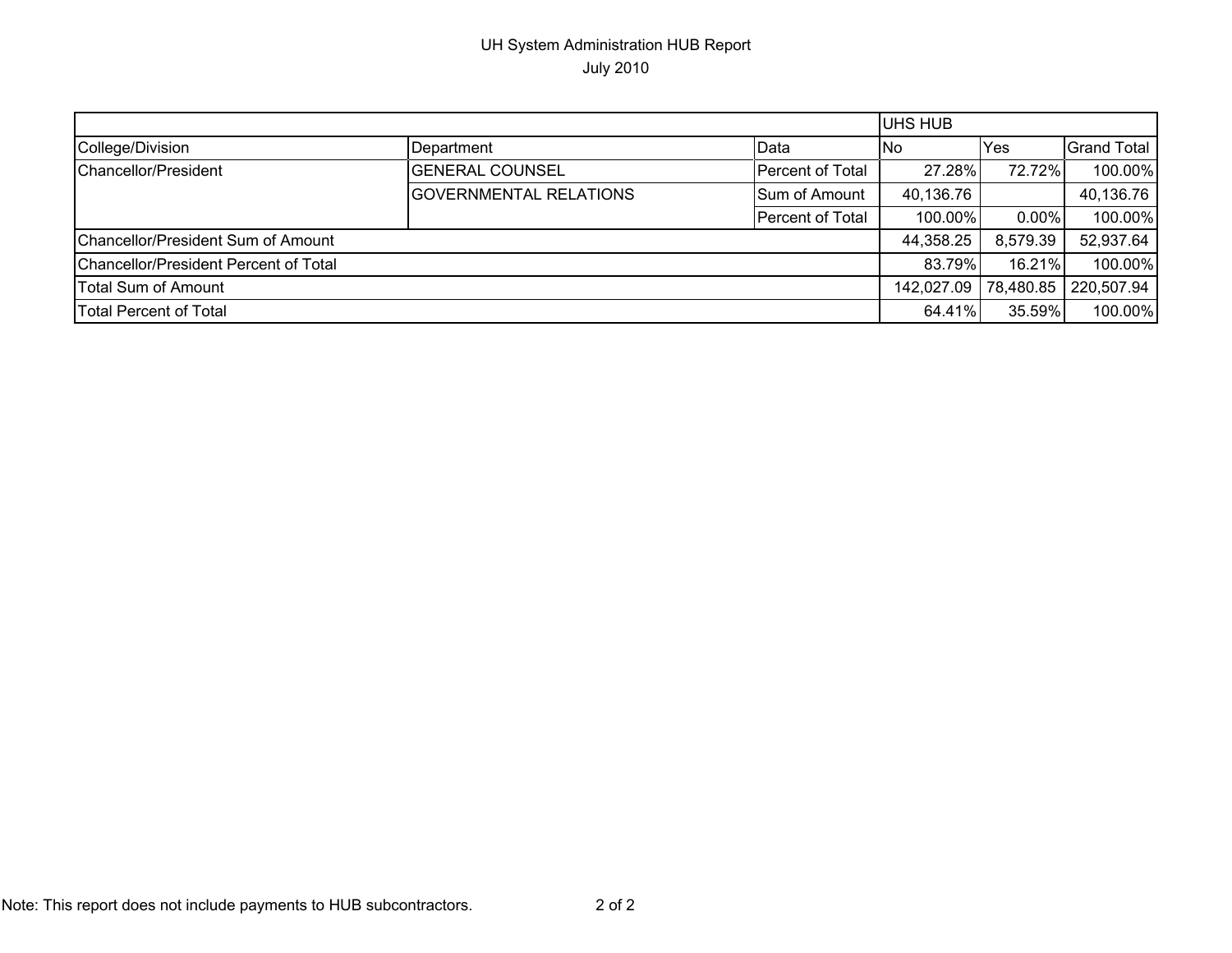UH System Administration HUB Report
July 2010

| | | | UHS HUB | | |
|---|---|---|---|---|---|
| College/Division | Department | Data | No | Yes | Grand Total |
| Chancellor/President | GENERAL COUNSEL | Percent of Total | 27.28% | 72.72% | 100.00% |
| | GOVERNMENTAL RELATIONS | Sum of Amount | 40,136.76 | | 40,136.76 |
| | | Percent of Total | 100.00% | 0.00% | 100.00% |
| Chancellor/President Sum of Amount | | | 44,358.25 | 8,579.39 | 52,937.64 |
| Chancellor/President Percent of Total | | | 83.79% | 16.21% | 100.00% |
| Total Sum of Amount | | | 142,027.09 | 78,480.85 | 220,507.94 |
| Total Percent of Total | | | 64.41% | 35.59% | 100.00% |

Note: This report does not include payments to HUB subcontractors.